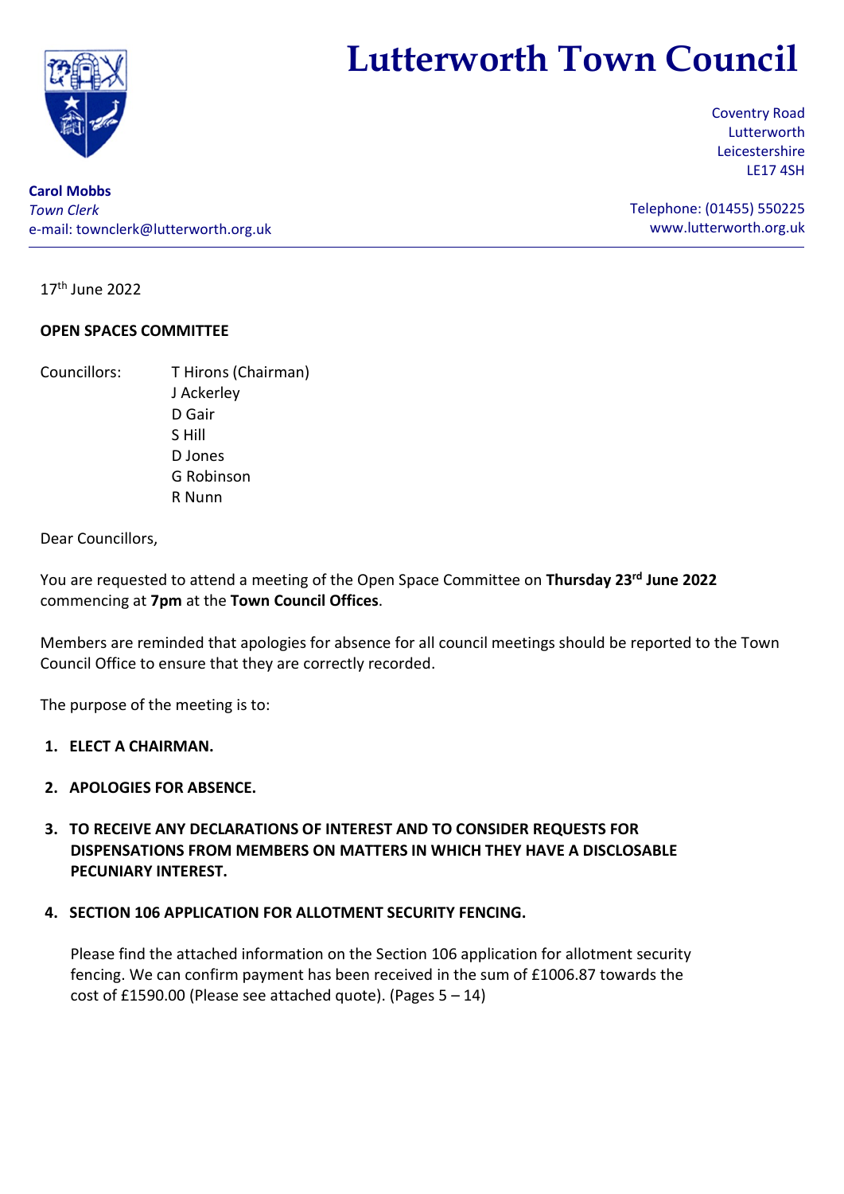# Lutterworth Town Council

**Carol Mobbs**
*Town Clerk*
e-mail: townclerk@lutterworth.org.uk

Coventry Road
Lutterworth
Leicestershire
LE17 4SH

Telephone: (01455) 550225
www.lutterworth.org.uk

---

17th June 2022

**OPEN SPACES COMMITTEE**

Councillors: T Hirons (Chairman)
J Ackerley
D Gair
S Hill
D Jones
G Robinson
R Nunn

Dear Councillors,

You are requested to attend a meeting of the Open Space Committee on **Thursday 23rd June 2022** commencing at **7pm** at the **Town Council Offices**.

Members are reminded that apologies for absence for all council meetings should be reported to the Town Council Office to ensure that they are correctly recorded.

The purpose of the meeting is to:

1. **ELECT A CHAIRMAN.**

2. **APOLOGIES FOR ABSENCE.**

3. **TO RECEIVE ANY DECLARATIONS OF INTEREST AND TO CONSIDER REQUESTS FOR DISPENSATIONS FROM MEMBERS ON MATTERS IN WHICH THEY HAVE A DISCLOSABLE PECUNIARY INTEREST.**

4. **SECTION 106 APPLICATION FOR ALLOTMENT SECURITY FENCING.**

   Please find the attached information on the Section 106 application for allotment security fencing. We can confirm payment has been received in the sum of £1006.87 towards the cost of £1590.00 (Please see attached quote). (Pages 5 – 14)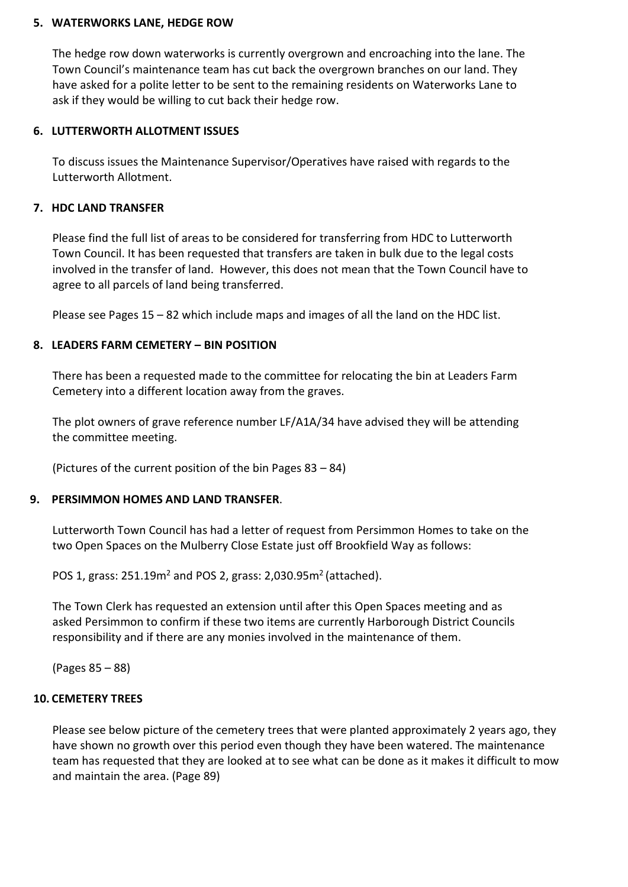## 5. WATERWORKS LANE, HEDGE ROW

The hedge row down waterworks is currently overgrown and encroaching into the lane. The Town Council's maintenance team has cut back the overgrown branches on our land. They have asked for a polite letter to be sent to the remaining residents on Waterworks Lane to ask if they would be willing to cut back their hedge row.

## 6. LUTTERWORTH ALLOTMENT ISSUES

To discuss issues the Maintenance Supervisor/Operatives have raised with regards to the Lutterworth Allotment.

## 7. HDC LAND TRANSFER

Please find the full list of areas to be considered for transferring from HDC to Lutterworth Town Council. It has been requested that transfers are taken in bulk due to the legal costs involved in the transfer of land. However, this does not mean that the Town Council have to agree to all parcels of land being transferred.

Please see Pages 15 – 82 which include maps and images of all the land on the HDC list.

## 8. LEADERS FARM CEMETERY – BIN POSITION

There has been a requested made to the committee for relocating the bin at Leaders Farm Cemetery into a different location away from the graves.

The plot owners of grave reference number LF/A1A/34 have advised they will be attending the committee meeting.

(Pictures of the current position of the bin Pages 83 – 84)

## 9. PERSIMMON HOMES AND LAND TRANSFER.

Lutterworth Town Council has had a letter of request from Persimmon Homes to take on the two Open Spaces on the Mulberry Close Estate just off Brookfield Way as follows:

POS 1, grass: 251.19m$^2$ and POS 2, grass: 2,030.95m$^2$ (attached).

The Town Clerk has requested an extension until after this Open Spaces meeting and as asked Persimmon to confirm if these two items are currently Harborough District Councils responsibility and if there are any monies involved in the maintenance of them.

(Pages 85 – 88)

## 10. CEMETERY TREES

Please see below picture of the cemetery trees that were planted approximately 2 years ago, they have shown no growth over this period even though they have been watered. The maintenance team has requested that they are looked at to see what can be done as it makes it difficult to mow and maintain the area. (Page 89)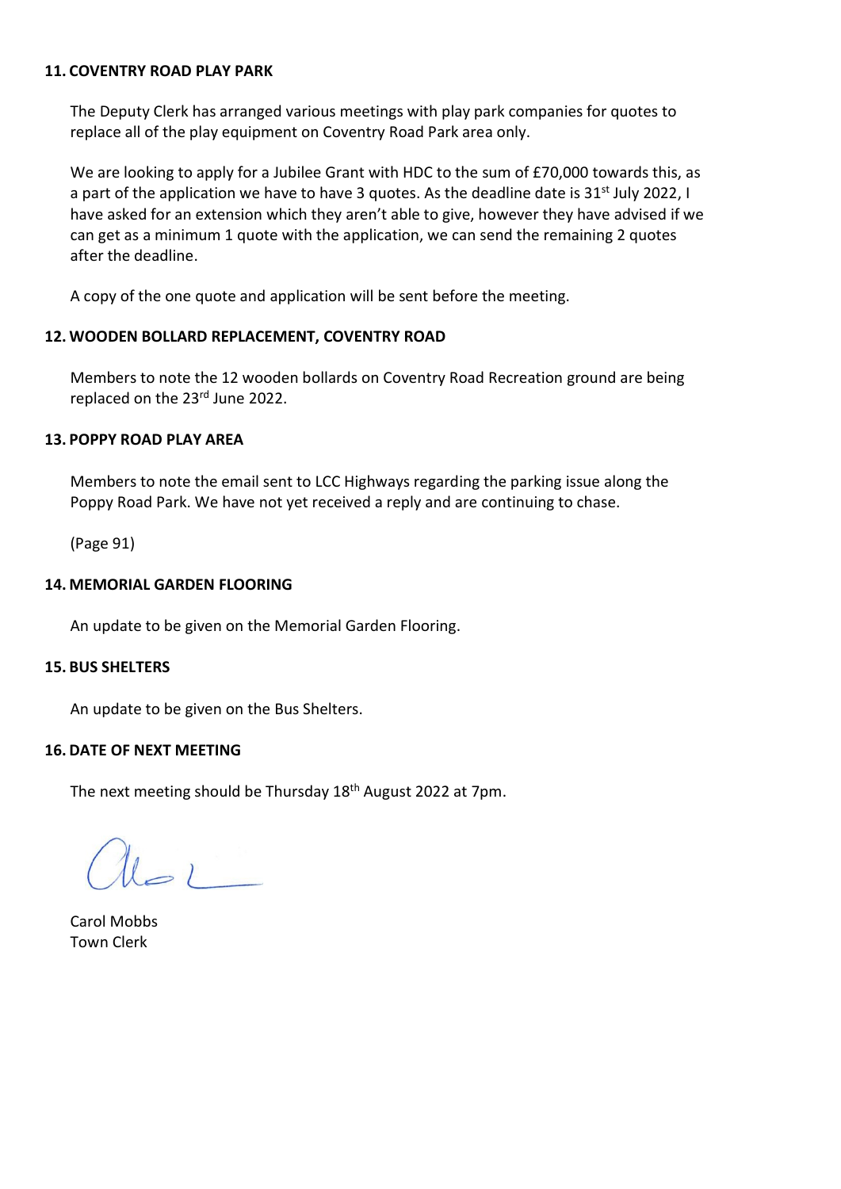### 11. COVENTRY ROAD PLAY PARK

The Deputy Clerk has arranged various meetings with play park companies for quotes to replace all of the play equipment on Coventry Road Park area only.

We are looking to apply for a Jubilee Grant with HDC to the sum of £70,000 towards this, as a part of the application we have to have 3 quotes. As the deadline date is 31st July 2022, I have asked for an extension which they aren't able to give, however they have advised if we can get as a minimum 1 quote with the application, we can send the remaining 2 quotes after the deadline.

A copy of the one quote and application will be sent before the meeting.

### 12. WOODEN BOLLARD REPLACEMENT, COVENTRY ROAD

Members to note the 12 wooden bollards on Coventry Road Recreation ground are being replaced on the 23rd June 2022.

### 13. POPPY ROAD PLAY AREA

Members to note the email sent to LCC Highways regarding the parking issue along the Poppy Road Park. We have not yet received a reply and are continuing to chase.

(Page 91)

### 14. MEMORIAL GARDEN FLOORING

An update to be given on the Memorial Garden Flooring.

### 15. BUS SHELTERS

An update to be given on the Bus Shelters.

### 16. DATE OF NEXT MEETING

The next meeting should be Thursday 18th August 2022 at 7pm.

Carol Mobbs
Town Clerk